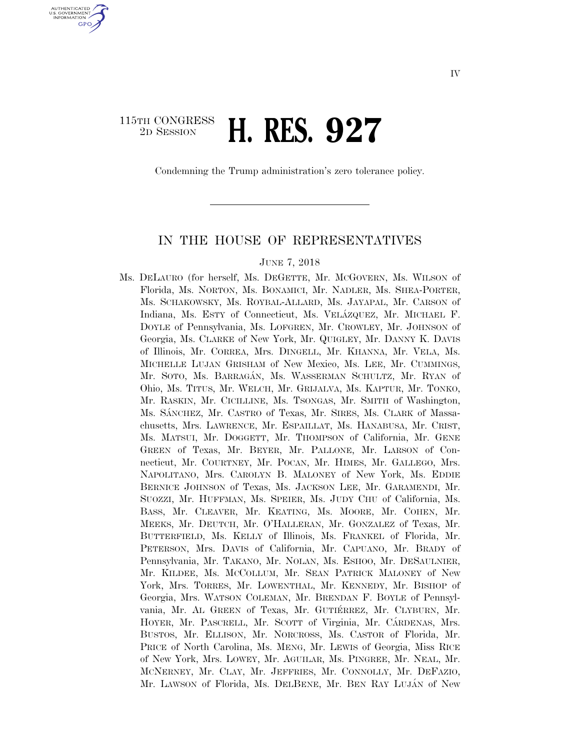115TH CONGRESS
2D SESSION

# H. RES. 927

Condemning the Trump administration's zero tolerance policy.

## IN THE HOUSE OF REPRESENTATIVES

JUNE 7, 2018

Ms. DELAURO (for herself, Ms. DEGETTE, Mr. MCGOVERN, Ms. WILSON of Florida, Ms. NORTON, Ms. BONAMICI, Mr. NADLER, Ms. SHEA-PORTER, Ms. SCHAKOWSKY, Ms. ROYBAL-ALLARD, Ms. JAYAPAL, Mr. CARSON of Indiana, Ms. ESTY of Connecticut, Ms. VELÁZQUEZ, Mr. MICHAEL F. DOYLE of Pennsylvania, Ms. LOFGREN, Mr. CROWLEY, Mr. JOHNSON of Georgia, Ms. CLARKE of New York, Mr. QUIGLEY, Mr. DANNY K. DAVIS of Illinois, Mr. CORREA, Mrs. DINGELL, Mr. KHANNA, Mr. VELA, Ms. MICHELLE LUJAN GRISHAM of New Mexico, Ms. LEE, Mr. CUMMINGS, Mr. SOTO, Ms. BARRAGÁN, Ms. WASSERMAN SCHULTZ, Mr. RYAN of Ohio, Ms. TITUS, Mr. WELCH, Mr. GRIJALVA, Ms. KAPTUR, Mr. TONKO, Mr. RASKIN, Mr. CICILLINE, Ms. TSONGAS, Mr. SMITH of Washington, Ms. SÁNCHEZ, Mr. CASTRO of Texas, Mr. SIRES, Ms. CLARK of Massachusetts, Mrs. LAWRENCE, Mr. ESPAILLAT, Ms. HANABUSA, Mr. CRIST, Ms. MATSUI, Mr. DOGGETT, Mr. THOMPSON of California, Mr. GENE GREEN of Texas, Mr. BEYER, Mr. PALLONE, Mr. LARSON of Connecticut, Mr. COURTNEY, Mr. POCAN, Mr. HIMES, Mr. GALLEGO, Mrs. NAPOLITANO, Mrs. CAROLYN B. MALONEY of New York, Ms. EDDIE BERNICE JOHNSON of Texas, Ms. JACKSON LEE, Mr. GARAMENDI, Mr. SUOZZI, Mr. HUFFMAN, Ms. SPEIER, Ms. JUDY CHU of California, Ms. BASS, Mr. CLEAVER, Mr. KEATING, Ms. MOORE, Mr. COHEN, Mr. MEEKS, Mr. DEUTCH, Mr. O'HALLERAN, Mr. GONZALEZ of Texas, Mr. BUTTERFIELD, Ms. KELLY of Illinois, Ms. FRANKEL of Florida, Mr. PETERSON, Mrs. DAVIS of California, Mr. CAPUANO, Mr. BRADY of Pennsylvania, Mr. TAKANO, Mr. NOLAN, Ms. ESHOO, Mr. DESAULNIER, Mr. KILDEE, Ms. MCCOLLUM, Mr. SEAN PATRICK MALONEY of New York, Mrs. TORRES, Mr. LOWENTHAL, Mr. KENNEDY, Mr. BISHOP of Georgia, Mrs. WATSON COLEMAN, Mr. BRENDAN F. BOYLE of Pennsylvania, Mr. AL GREEN of Texas, Mr. GUTIÉRREZ, Mr. CLYBURN, Mr. HOYER, Mr. PASCRELL, Mr. SCOTT of Virginia, Mr. CÁRDENAS, Mrs. BUSTOS, Mr. ELLISON, Mr. NORCROSS, Ms. CASTOR of Florida, Mr. PRICE of North Carolina, Ms. MENG, Mr. LEWIS of Georgia, Miss RICE of New York, Mrs. LOWEY, Mr. AGUILAR, Ms. PINGREE, Mr. NEAL, Mr. MCNERNEY, Mr. CLAY, Mr. JEFFRIES, Mr. CONNOLLY, Mr. DEFAZIO, Mr. LAWSON of Florida, Ms. DELBENE, Mr. BEN RAY LUJÁN of New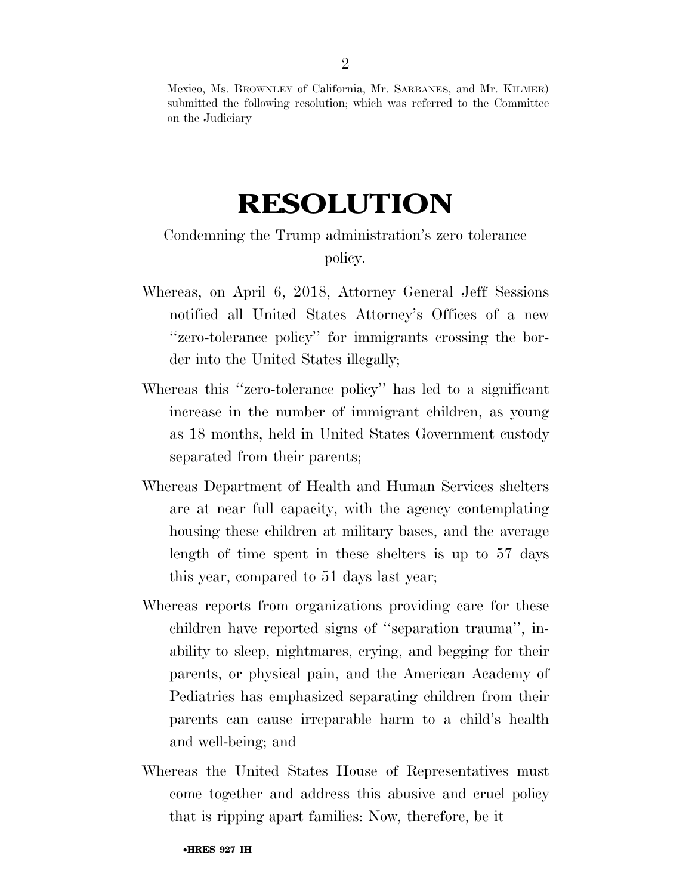Mexico, Ms. BROWNLEY of California, Mr. SARBANES, and Mr. KILMER) submitted the following resolution; which was referred to the Committee on the Judiciary

---

# RESOLUTION

Condemning the Trump administration's zero tolerance policy.

Whereas, on April 6, 2018, Attorney General Jeff Sessions notified all United States Attorney's Offices of a new ''zero-tolerance policy'' for immigrants crossing the border into the United States illegally;

Whereas this ''zero-tolerance policy'' has led to a significant increase in the number of immigrant children, as young as 18 months, held in United States Government custody separated from their parents;

Whereas Department of Health and Human Services shelters are at near full capacity, with the agency contemplating housing these children at military bases, and the average length of time spent in these shelters is up to 57 days this year, compared to 51 days last year;

Whereas reports from organizations providing care for these children have reported signs of ''separation trauma'', inability to sleep, nightmares, crying, and begging for their parents, or physical pain, and the American Academy of Pediatrics has emphasized separating children from their parents can cause irreparable harm to a child's health and well-being; and

Whereas the United States House of Representatives must come together and address this abusive and cruel policy that is ripping apart families: Now, therefore, be it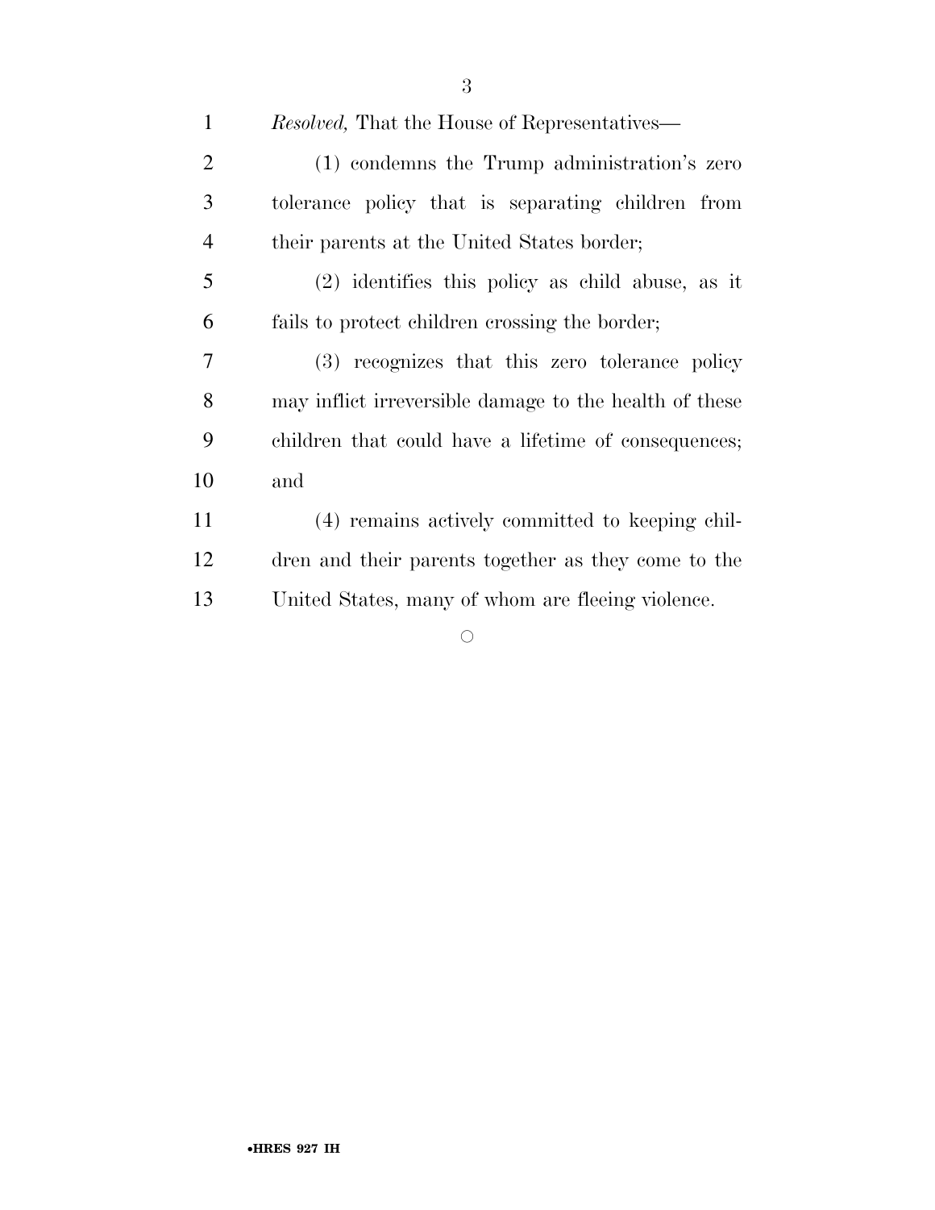*Resolved,* That the House of Representatives—

(1) condemns the Trump administration's zero tolerance policy that is separating children from their parents at the United States border;

(2) identifies this policy as child abuse, as it fails to protect children crossing the border;

(3) recognizes that this zero tolerance policy may inflict irreversible damage to the health of these children that could have a lifetime of consequences; and

(4) remains actively committed to keeping children and their parents together as they come to the United States, many of whom are fleeing violence.

○